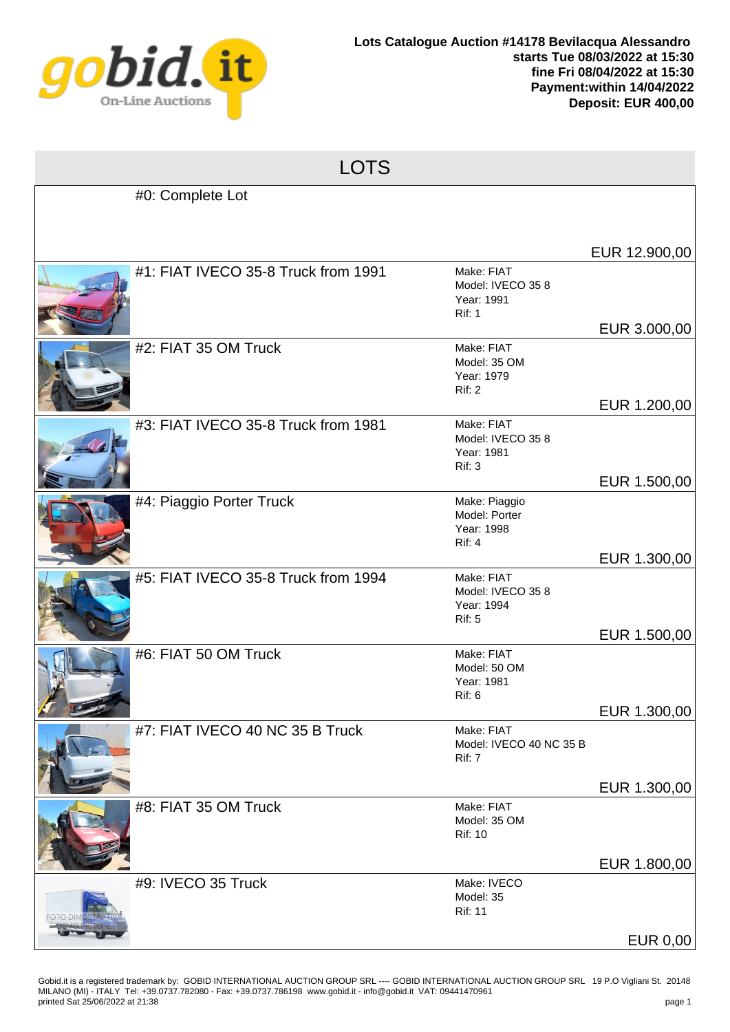**Lots Catalogue Auction #14178 Bevilacqua Alessandro**
**starts Tue 08/03/2022 at 15:30**
**fine Fri 08/04/2022 at 15:30**
**Payment:within 14/04/2022**
**Deposit: EUR 400,00**

## LOTS

| Lot | Details | Price |
| --- | --- | --- |
| #0: Complete Lot | | EUR 12.900,00 |
| #1: FIAT IVECO 35-8 Truck from 1991 | Make: FIAT<br>Model: IVECO 35 8<br>Year: 1991<br>Rif: 1 | EUR 3.000,00 |
| #2: FIAT 35 OM Truck | Make: FIAT<br>Model: 35 OM<br>Year: 1979<br>Rif: 2 | EUR 1.200,00 |
| #3: FIAT IVECO 35-8 Truck from 1981 | Make: FIAT<br>Model: IVECO 35 8<br>Year: 1981<br>Rif: 3 | EUR 1.500,00 |
| #4: Piaggio Porter Truck | Make: Piaggio<br>Model: Porter<br>Year: 1998<br>Rif: 4 | EUR 1.300,00 |
| #5: FIAT IVECO 35-8 Truck from 1994 | Make: FIAT<br>Model: IVECO 35 8<br>Year: 1994<br>Rif: 5 | EUR 1.500,00 |
| #6: FIAT 50 OM Truck | Make: FIAT<br>Model: 50 OM<br>Year: 1981<br>Rif: 6 | EUR 1.300,00 |
| #7: FIAT IVECO 40 NC 35 B Truck | Make: FIAT<br>Model: IVECO 40 NC 35 B<br>Rif: 7 | EUR 1.300,00 |
| #8: FIAT 35 OM Truck | Make: FIAT<br>Model: 35 OM<br>Rif: 10 | EUR 1.800,00 |
| #9: IVECO 35 Truck | Make: IVECO<br>Model: 35<br>Rif: 11 | EUR 0,00 |

Gobid.it is a registered trademark by: GOBID INTERNATIONAL AUCTION GROUP SRL ---- GOBID INTERNATIONAL AUCTION GROUP SRL 19 P.O Vigliani St. 20148 MILANO (MI) - ITALY Tel: +39.0737.782080 - Fax: +39.0737.786198 www.gobid.it - info@gobid.it VAT: 09441470961
printed Sat 25/06/2022 at 21:38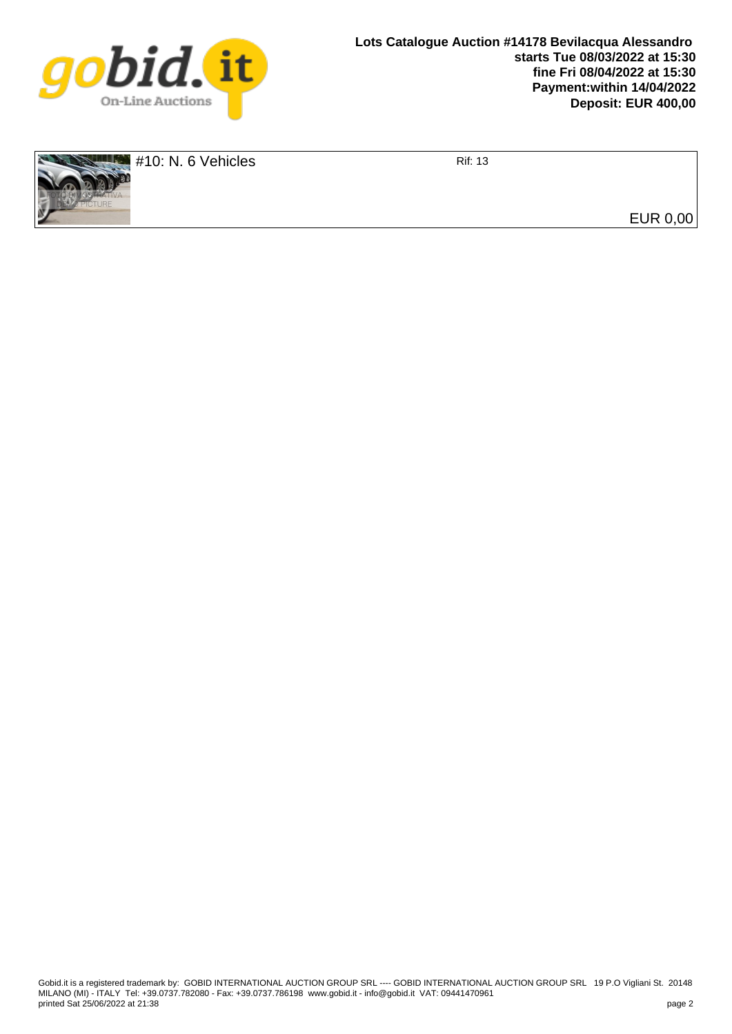**Lots Catalogue Auction #14178 Bevilacqua Alessandro**
**starts Tue 08/03/2022 at 15:30**
**fine Fri 08/04/2022 at 15:30**
**Payment:within 14/04/2022**
**Deposit: EUR 400,00**

#10: N. 6 Vehicles

Rif: 13

EUR 0,00

Gobid.it is a registered trademark by: GOBID INTERNATIONAL AUCTION GROUP SRL ---- GOBID INTERNATIONAL AUCTION GROUP SRL 19 P.O Vigliani St. 20148 MILANO (MI) - ITALY Tel: +39.0737.782080 - Fax: +39.0737.786198 www.gobid.it - info@gobid.it VAT: 09441470961
printed Sat 25/06/2022 at 21:38